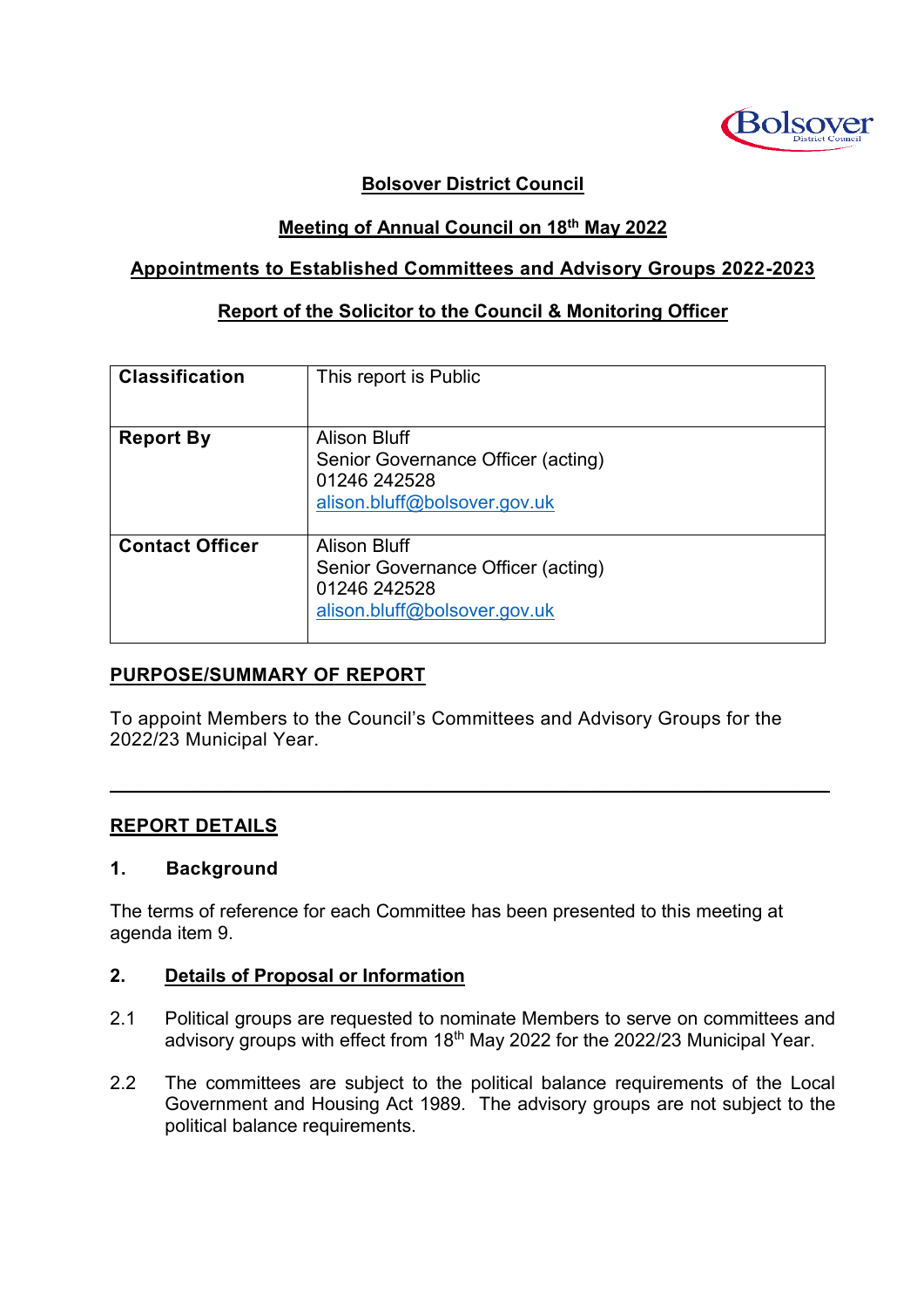**Bolsover District Council**

**Meeting of Annual Council on 18th May 2022**

**Appointments to Established Committees and Advisory Groups 2022-2023**

**Report of the Solicitor to the Council & Monitoring Officer**

| | |
|---|---|
| **Classification** | This report is Public |
| **Report By** | Alison Bluff<br>Senior Governance Officer (acting)<br>01246 242528<br>alison.bluff@bolsover.gov.uk |
| **Contact Officer** | Alison Bluff<br>Senior Governance Officer (acting)<br>01246 242528<br>alison.bluff@bolsover.gov.uk |

## PURPOSE/SUMMARY OF REPORT

To appoint Members to the Council's Committees and Advisory Groups for the 2022/23 Municipal Year.

---

## REPORT DETAILS

### 1. Background

The terms of reference for each Committee has been presented to this meeting at agenda item 9.

### 2. Details of Proposal or Information

2.1 Political groups are requested to nominate Members to serve on committees and advisory groups with effect from 18th May 2022 for the 2022/23 Municipal Year.

2.2 The committees are subject to the political balance requirements of the Local Government and Housing Act 1989. The advisory groups are not subject to the political balance requirements.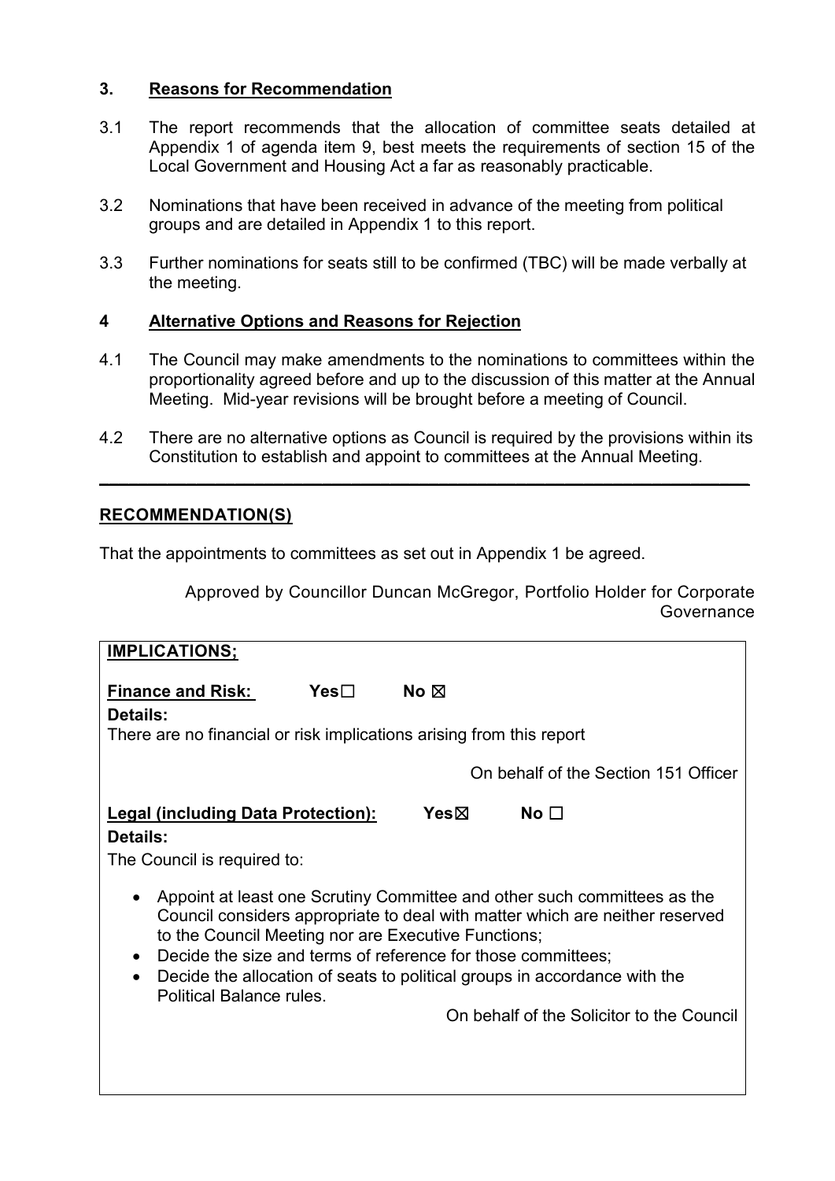## 3. Reasons for Recommendation

3.1 The report recommends that the allocation of committee seats detailed at Appendix 1 of agenda item 9, best meets the requirements of section 15 of the Local Government and Housing Act a far as reasonably practicable.

3.2 Nominations that have been received in advance of the meeting from political groups and are detailed in Appendix 1 to this report.

3.3 Further nominations for seats still to be confirmed (TBC) will be made verbally at the meeting.

## 4 Alternative Options and Reasons for Rejection

4.1 The Council may make amendments to the nominations to committees within the proportionality agreed before and up to the discussion of this matter at the Annual Meeting. Mid-year revisions will be brought before a meeting of Council.

4.2 There are no alternative options as Council is required by the provisions within its Constitution to establish and appoint to committees at the Annual Meeting.

---

## RECOMMENDATION(S)

That the appointments to committees as set out in Appendix 1 be agreed.

Approved by Councillor Duncan McGregor, Portfolio Holder for Corporate Governance

**IMPLICATIONS;**

**Finance and Risk:** Yes☐ No ☒

**Details:**

There are no financial or risk implications arising from this report

On behalf of the Section 151 Officer

**Legal (including Data Protection):** Yes☒ No ☐

**Details:**

The Council is required to:

- Appoint at least one Scrutiny Committee and other such committees as the Council considers appropriate to deal with matter which are neither reserved to the Council Meeting nor are Executive Functions;
- Decide the size and terms of reference for those committees;
- Decide the allocation of seats to political groups in accordance with the Political Balance rules.

On behalf of the Solicitor to the Council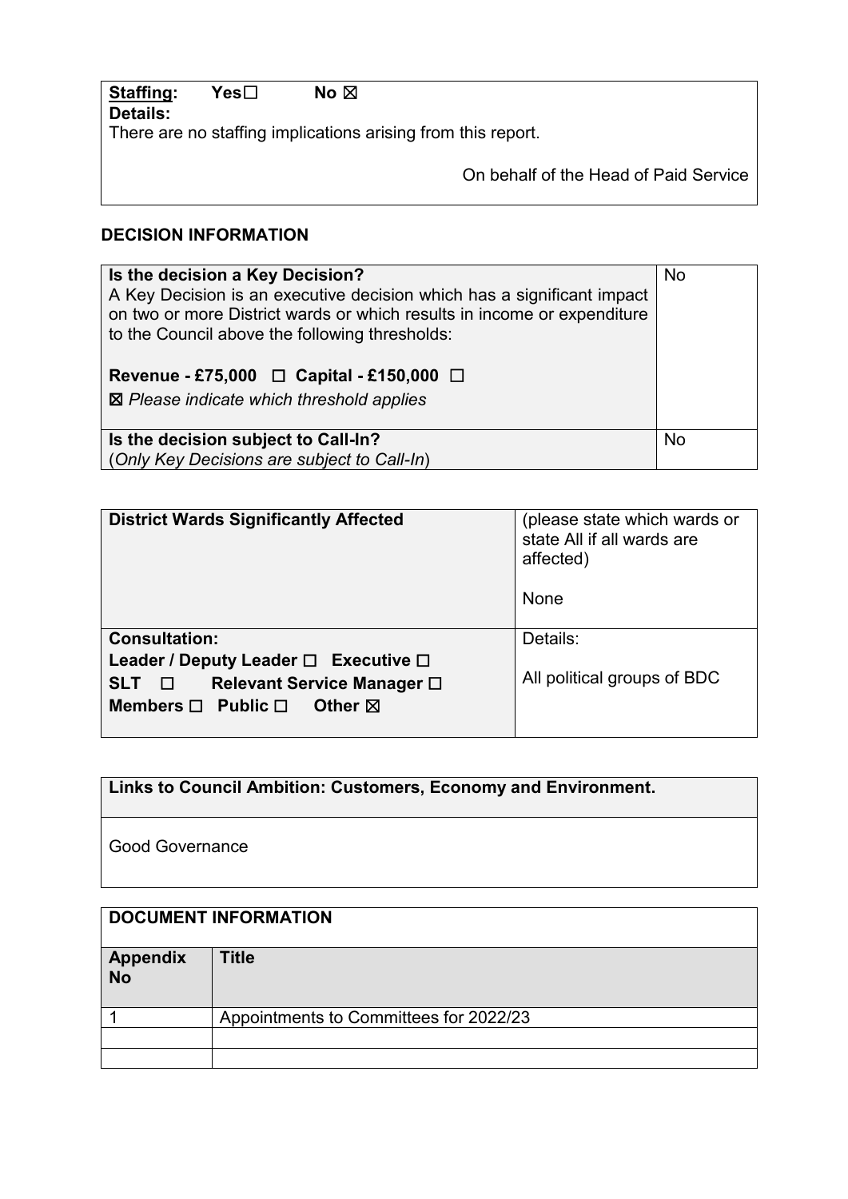| **Staffing:** Yes☐ No ☒ |
|---|
| **Details:** |
| There are no staffing implications arising from this report. |
| On behalf of the Head of Paid Service |

### DECISION INFORMATION

| **Is the decision a Key Decision?**<br>A Key Decision is an executive decision which has a significant impact on two or more District wards or which results in income or expenditure to the Council above the following thresholds:<br><br>**Revenue - £75,000 ☐ Capital - £150,000 ☐**<br>☒ *Please indicate which threshold applies* | No |
|---|---|
| **Is the decision subject to Call-In?**<br>(*Only Key Decisions are subject to Call-In*) | No |

| **District Wards Significantly Affected** | (please state which wards or state All if all wards are affected)<br><br>None |
|---|---|
| **Consultation:**<br>**Leader / Deputy Leader ☐ Executive ☐**<br>**SLT ☐ Relevant Service Manager ☐**<br>**Members ☐ Public ☐ Other ☒** | Details:<br><br>All political groups of BDC |

| **Links to Council Ambition: Customers, Economy and Environment.** |
|---|
| Good Governance |

| **DOCUMENT INFORMATION** | |
|---|---|
| **Appendix No** | **Title** |
| 1 | Appointments to Committees for 2022/23 |
| | |
| | |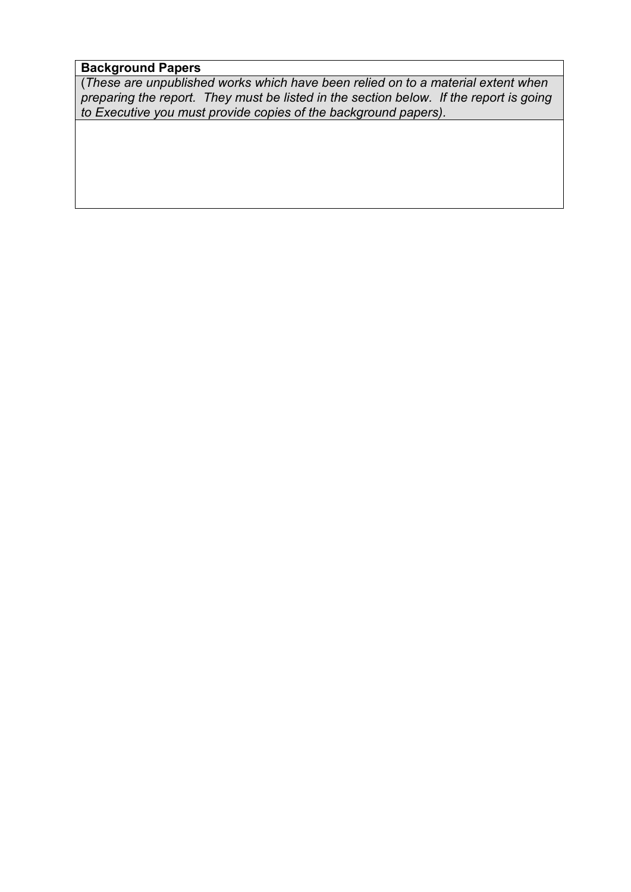| **Background Papers** |
| --- |
| (*These are unpublished works which have been relied on to a material extent when preparing the report. They must be listed in the section below. If the report is going to Executive you must provide copies of the background papers)*. |
| |